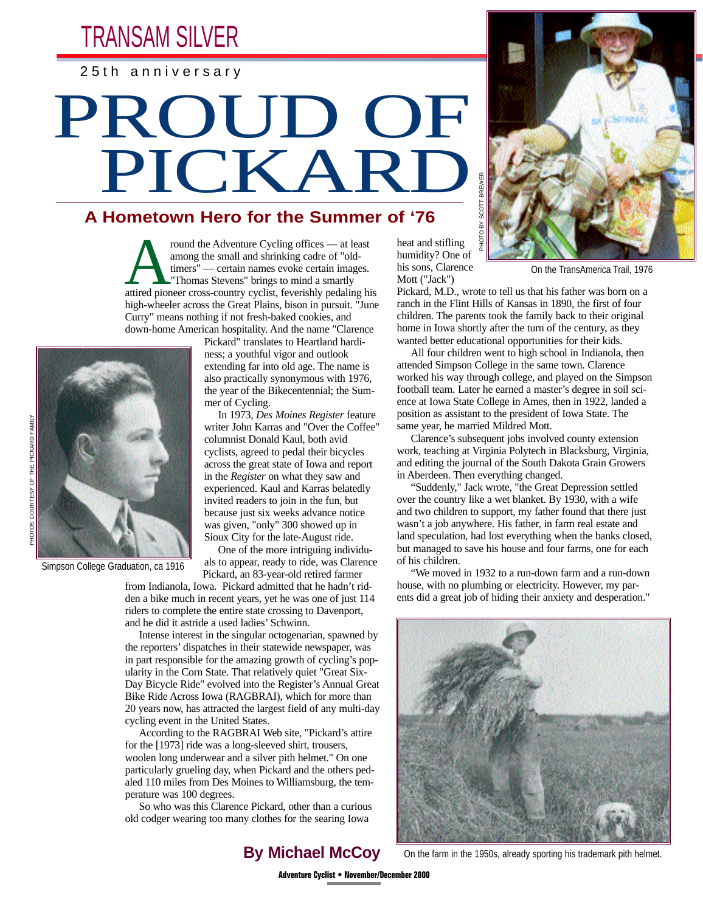TRANSAM SILVER

25th anniversary

# PROUD OF PICKARD

## A Hometown Hero for the Summer of '76

Around the Adventure Cycling offices — at least among the small and shrinking cadre of "old-timers" — certain names evoke certain images. "Thomas Stevens" brings to mind a smartly attired pioneer cross-country cyclist, feverishly pedaling his high-wheeler across the Great Plains, bison in pursuit. "June Curry" means nothing if not fresh-baked cookies, and down-home American hospitality. And the name "Clarence Pickard" translates to Heartland hardiness; a youthful vigor and outlook extending far into old age. The name is also practically synonymous with 1976, the year of the Bikecentennial; the Summer of Cycling.

In 1973, *Des Moines Register* feature writer John Karras and "Over the Coffee" columnist Donald Kaul, both avid cyclists, agreed to pedal their bicycles across the great state of Iowa and report in the *Register* on what they saw and experienced. Kaul and Karras belatedly invited readers to join in the fun, but because just six weeks advance notice was given, "only" 300 showed up in Sioux City for the late-August ride.

One of the more intriguing individuals to appear, ready to ride, was Clarence Pickard, an 83-year-old retired farmer from Indianola, Iowa. Pickard admitted that he hadn't ridden a bike much in recent years, yet he was one of just 114 riders to complete the entire state crossing to Davenport, and he did it astride a used ladies' Schwinn.

Intense interest in the singular octogenarian, spawned by the reporters' dispatches in their statewide newspaper, was in part responsible for the amazing growth of cycling's popularity in the Corn State. That relatively quiet "Great Six-Day Bicycle Ride" evolved into the Register's Annual Great Bike Ride Across Iowa (RAGBRAI), which for more than 20 years now, has attracted the largest field of any multi-day cycling event in the United States.

According to the RAGBRAI Web site, "Pickard's attire for the [1973] ride was a long-sleeved shirt, trousers, woolen long underwear and a silver pith helmet." On one particularly grueling day, when Pickard and the others pedaled 110 miles from Des Moines to Williamsburg, the temperature was 100 degrees.

So who was this Clarence Pickard, other than a curious old codger wearing too many clothes for the searing Iowa heat and stifling humidity? One of his sons, Clarence Mott ("Jack") Pickard, M.D., wrote to tell us that his father was born on a ranch in the Flint Hills of Kansas in 1890, the first of four children. The parents took the family back to their original home in Iowa shortly after the turn of the century, as they wanted better educational opportunities for their kids.

All four children went to high school in Indianola, then attended Simpson College in the same town. Clarence worked his way through college, and played on the Simpson football team. Later he earned a master's degree in soil science at Iowa State College in Ames, then in 1922, landed a position as assistant to the president of Iowa State. The same year, he married Mildred Mott.

Clarence's subsequent jobs involved county extension work, teaching at Virginia Polytech in Blacksburg, Virginia, and editing the journal of the South Dakota Grain Growers in Aberdeen. Then everything changed.

"Suddenly," Jack wrote, "the Great Depression settled over the country like a wet blanket. By 1930, with a wife and two children to support, my father found that there just wasn't a job anywhere. His father, in farm real estate and land speculation, had lost everything when the banks closed, but managed to save his house and four farms, one for each of his children.

"We moved in 1932 to a run-down farm and a run-down house, with no plumbing or electricity. However, my parents did a great job of hiding their anxiety and desperation."

PHOTO BY SCOTT BREWER

On the TransAmerica Trail, 1976

PHOTOS COURTESY OF THE PICKARD FAMILY

Simpson College Graduation, ca 1916

On the farm in the 1950s, already sporting his trademark pith helmet.

**By Michael McCoy**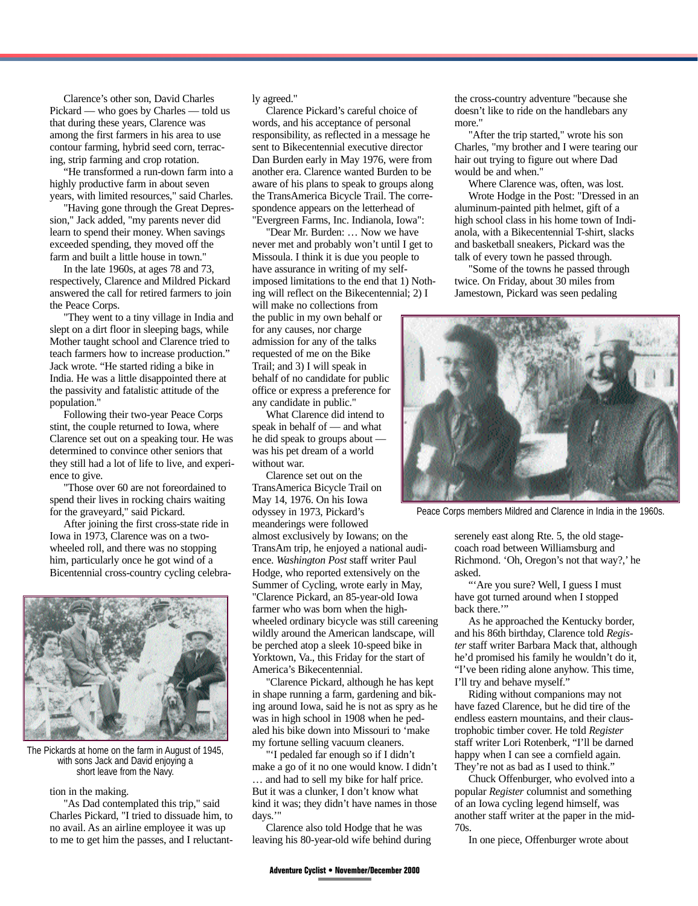Clarence's other son, David Charles Pickard — who goes by Charles — told us that during these years, Clarence was among the first farmers in his area to use contour farming, hybrid seed corn, terracing, strip farming and crop rotation.

"He transformed a run-down farm into a highly productive farm in about seven years, with limited resources," said Charles.

"Having gone through the Great Depression," Jack added, "my parents never did learn to spend their money. When savings exceeded spending, they moved off the farm and built a little house in town."

In the late 1960s, at ages 78 and 73, respectively, Clarence and Mildred Pickard answered the call for retired farmers to join the Peace Corps.

"They went to a tiny village in India and slept on a dirt floor in sleeping bags, while Mother taught school and Clarence tried to teach farmers how to increase production." Jack wrote. "He started riding a bike in India. He was a little disappointed there at the passivity and fatalistic attitude of the population."

Following their two-year Peace Corps stint, the couple returned to Iowa, where Clarence set out on a speaking tour. He was determined to convince other seniors that they still had a lot of life to live, and experience to give.

"Those over 60 are not foreordained to spend their lives in rocking chairs waiting for the graveyard," said Pickard.

After joining the first cross-state ride in Iowa in 1973, Clarence was on a two-wheeled roll, and there was no stopping him, particularly once he got wind of a Bicentennial cross-country cycling celebration in the making.

The Pickards at home on the farm in August of 1945, with sons Jack and David enjoying a short leave from the Navy.

"As Dad contemplated this trip," said Charles Pickard, "I tried to dissuade him, to no avail. As an airline employee it was up to me to get him the passes, and I reluctantly agreed."

Clarence Pickard's careful choice of words, and his acceptance of personal responsibility, as reflected in a message he sent to Bikecentennial executive director Dan Burden early in May 1976, were from another era. Clarence wanted Burden to be aware of his plans to speak to groups along the TransAmerica Bicycle Trail. The correspondence appears on the letterhead of "Evergreen Farms, Inc. Indianola, Iowa":

"Dear Mr. Burden: … Now we have never met and probably won't until I get to Missoula. I think it is due you people to have assurance in writing of my self-imposed limitations to the end that 1) Nothing will reflect on the Bikecentennial; 2) I will make no collections from the public in my own behalf or for any causes, nor charge admission for any of the talks requested of me on the Bike Trail; and 3) I will speak in behalf of no candidate for public office or express a preference for any candidate in public."

What Clarence did intend to speak in behalf of — and what he did speak to groups about — was his pet dream of a world without war.

Clarence set out on the TransAmerica Bicycle Trail on May 14, 1976. On his Iowa odyssey in 1973, Pickard's meanderings were followed almost exclusively by Iowans; on the TransAm trip, he enjoyed a national audience. *Washington Post* staff writer Paul Hodge, who reported extensively on the Summer of Cycling, wrote early in May, "Clarence Pickard, an 85-year-old Iowa farmer who was born when the high-wheeled ordinary bicycle was still careening wildly around the American landscape, will be perched atop a sleek 10-speed bike in Yorktown, Va., this Friday for the start of America's Bikecentennial.

"Clarence Pickard, although he has kept in shape running a farm, gardening and biking around Iowa, said he is not as spry as he was in high school in 1908 when he pedaled his bike down into Missouri to 'make my fortune selling vacuum cleaners.

"'I pedaled far enough so if I didn't make a go of it no one would know. I didn't … and had to sell my bike for half price. But it was a clunker, I don't know what kind it was; they didn't have names in those days.'"

Clarence also told Hodge that he was leaving his 80-year-old wife behind during the cross-country adventure "because she doesn't like to ride on the handlebars any more."

"After the trip started," wrote his son Charles, "my brother and I were tearing our hair out trying to figure out where Dad would be and when."

Where Clarence was, often, was lost.

Wrote Hodge in the Post: "Dressed in an aluminum-painted pith helmet, gift of a high school class in his home town of Indianola, with a Bikecentennial T-shirt, slacks and basketball sneakers, Pickard was the talk of every town he passed through.

"Some of the towns he passed through twice. On Friday, about 30 miles from Jamestown, Pickard was seen pedaling serenely east along Rte. 5, the old stagecoach road between Williamsburg and Richmond. 'Oh, Oregon's not that way?,' he asked.

"'Are you sure? Well, I guess I must have got turned around when I stopped back there.'"

Peace Corps members Mildred and Clarence in India in the 1960s.

As he approached the Kentucky border, and his 86th birthday, Clarence told *Register* staff writer Barbara Mack that, although he'd promised his family he wouldn't do it, "I've been riding alone anyhow. This time, I'll try and behave myself."

Riding without companions may not have fazed Clarence, but he did tire of the endless eastern mountains, and their claustrophobic timber cover. He told *Register* staff writer Lori Rotenberk, "I'll be darned happy when I can see a cornfield again. They're not as bad as I used to think."

Chuck Offenburger, who evolved into a popular *Register* columnist and something of an Iowa cycling legend himself, was another staff writer at the paper in the mid-70s.

In one piece, Offenburger wrote about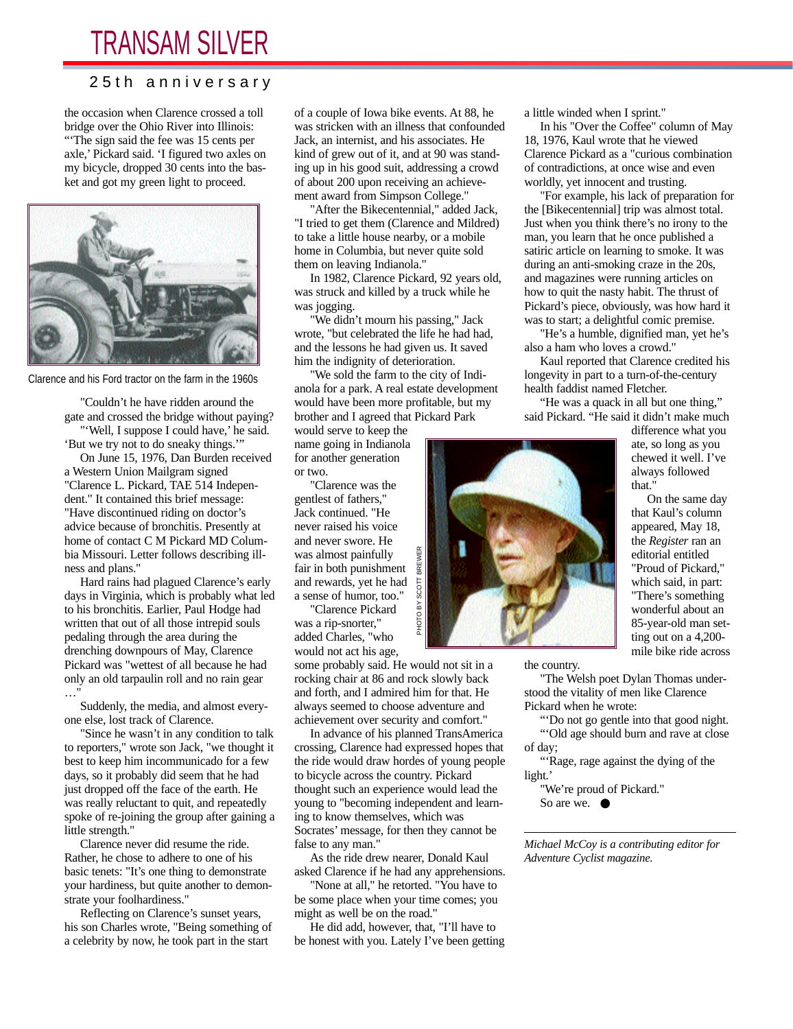# TRANSAM SILVER

## 25th anniversary

the occasion when Clarence crossed a toll bridge over the Ohio River into Illinois: "'The sign said the fee was 15 cents per axle,' Pickard said. 'I figured two axles on my bicycle, dropped 30 cents into the basket and got my green light to proceed.

Clarence and his Ford tractor on the farm in the 1960s

"Couldn't he have ridden around the gate and crossed the bridge without paying?

"'Well, I suppose I could have,' he said. 'But we try not to do sneaky things.'"

On June 15, 1976, Dan Burden received a Western Union Mailgram signed "Clarence L. Pickard, TAE 514 Independent." It contained this brief message: "Have discontinued riding on doctor's advice because of bronchitis. Presently at home of contact C M Pickard MD Columbia Missouri. Letter follows describing illness and plans."

Hard rains had plagued Clarence's early days in Virginia, which is probably what led to his bronchitis. Earlier, Paul Hodge had written that out of all those intrepid souls pedaling through the area during the drenching downpours of May, Clarence Pickard was "wettest of all because he had only an old tarpaulin roll and no rain gear …"

Suddenly, the media, and almost everyone else, lost track of Clarence.

"Since he wasn't in any condition to talk to reporters," wrote son Jack, "we thought it best to keep him incommunicado for a few days, so it probably did seem that he had just dropped off the face of the earth. He was really reluctant to quit, and repeatedly spoke of re-joining the group after gaining a little strength."

Clarence never did resume the ride. Rather, he chose to adhere to one of his basic tenets: "It's one thing to demonstrate your hardiness, but quite another to demonstrate your foolhardiness."

Reflecting on Clarence's sunset years, his son Charles wrote, "Being something of a celebrity by now, he took part in the start of a couple of Iowa bike events. At 88, he was stricken with an illness that confounded Jack, an internist, and his associates. He kind of grew out of it, and at 90 was standing up in his good suit, addressing a crowd of about 200 upon receiving an achievement award from Simpson College."

"After the Bikecentennial," added Jack, "I tried to get them (Clarence and Mildred) to take a little house nearby, or a mobile home in Columbia, but never quite sold them on leaving Indianola."

In 1982, Clarence Pickard, 92 years old, was struck and killed by a truck while he was jogging.

"We didn't mourn his passing," Jack wrote, "but celebrated the life he had had, and the lessons he had given us. It saved him the indignity of deterioration.

"We sold the farm to the city of Indianola for a park. A real estate development would have been more profitable, but my brother and I agreed that Pickard Park would serve to keep the name going in Indianola for another generation or two.

"Clarence was the gentlest of fathers," Jack continued. "He never raised his voice and never swore. He was almost painfully fair in both punishment and rewards, yet he had a sense of humor, too."

PHOTO BY SCOTT BREWER

"Clarence Pickard was a rip-snorter," added Charles, "who would not act his age, some probably said. He would not sit in a rocking chair at 86 and rock slowly back and forth, and I admired him for that. He always seemed to choose adventure and achievement over security and comfort."

In advance of his planned TransAmerica crossing, Clarence had expressed hopes that the ride would draw hordes of young people to bicycle across the country. Pickard thought such an experience would lead the young to "becoming independent and learning to know themselves, which was Socrates' message, for then they cannot be false to any man."

As the ride drew nearer, Donald Kaul asked Clarence if he had any apprehensions.

"None at all," he retorted. "You have to be some place when your time comes; you might as well be on the road."

He did add, however, that, "I'll have to be honest with you. Lately I've been getting a little winded when I sprint."

In his "Over the Coffee" column of May 18, 1976, Kaul wrote that he viewed Clarence Pickard as a "curious combination of contradictions, at once wise and even worldly, yet innocent and trusting.

"For example, his lack of preparation for the [Bikecentennial] trip was almost total. Just when you think there's no irony to the man, you learn that he once published a satiric article on learning to smoke. It was during an anti-smoking craze in the 20s, and magazines were running articles on how to quit the nasty habit. The thrust of Pickard's piece, obviously, was how hard it was to start; a delightful comic premise.

"He's a humble, dignified man, yet he's also a ham who loves a crowd."

Kaul reported that Clarence credited his longevity in part to a turn-of-the-century health faddist named Fletcher.

"He was a quack in all but one thing," said Pickard. "He said it didn't make much difference what you ate, so long as you chewed it well. I've always followed that."

On the same day that Kaul's column appeared, May 18, the *Register* ran an editorial entitled "Proud of Pickard," which said, in part: "There's something wonderful about an 85-year-old man setting out on a 4,200-mile bike ride across the country.

"The Welsh poet Dylan Thomas understood the vitality of men like Clarence Pickard when he wrote:

"'Do not go gentle into that good night.
"'Old age should burn and rave at close of day;
"'Rage, rage against the dying of the light.'

"We're proud of Pickard."

So are we. ●

---

*Michael McCoy is a contributing editor for Adventure Cyclist magazine.*